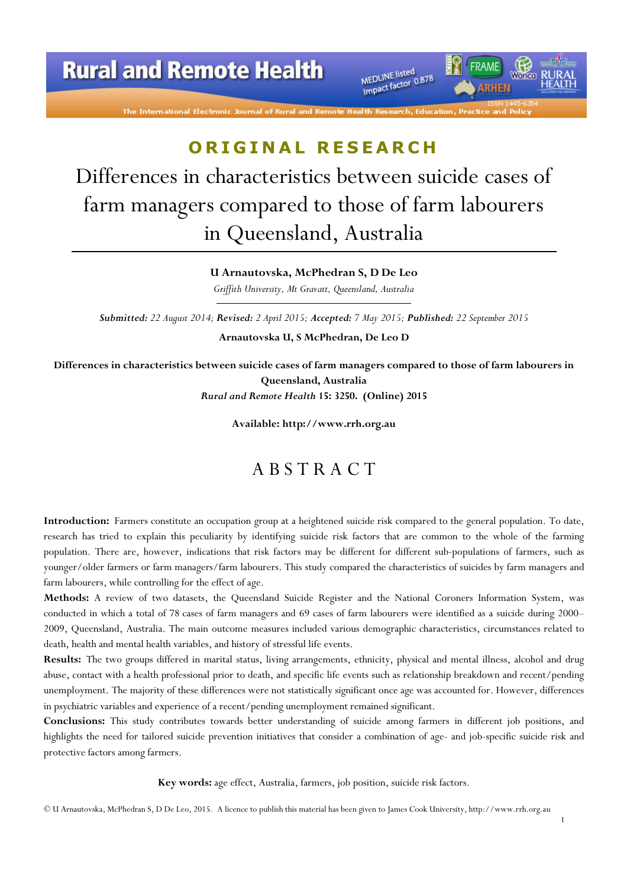ORIGINAL RESEARCH

# Differences in characteristics between suicide cases of farm managers compared to those of farm labourers in Queensland, Australia

**U Arnautovska, McPhedran S, D De Leo**

*Griffith University, Mt Gravatt, Queensland, Australia*

***Submitted:** 22 August 2014; **Revised:** 2 April 2015; **Accepted:** 7 May 2015; **Published:** 22 September 2015*

**Arnautovska U, S McPhedran, De Leo D**

**Differences in characteristics between suicide cases of farm managers compared to those of farm labourers in Queensland, Australia**

***Rural and Remote Health* 15: 3250. (Online) 2015**

**Available: http://www.rrh.org.au**

## ABSTRACT

**Introduction:** Farmers constitute an occupation group at a heightened suicide risk compared to the general population. To date, research has tried to explain this peculiarity by identifying suicide risk factors that are common to the whole of the farming population. There are, however, indications that risk factors may be different for different sub-populations of farmers, such as younger/older farmers or farm managers/farm labourers. This study compared the characteristics of suicides by farm managers and farm labourers, while controlling for the effect of age.

**Methods:** A review of two datasets, the Queensland Suicide Register and the National Coroners Information System, was conducted in which a total of 78 cases of farm managers and 69 cases of farm labourers were identified as a suicide during 2000–2009, Queensland, Australia. The main outcome measures included various demographic characteristics, circumstances related to death, health and mental health variables, and history of stressful life events.

**Results:** The two groups differed in marital status, living arrangements, ethnicity, physical and mental illness, alcohol and drug abuse, contact with a health professional prior to death, and specific life events such as relationship breakdown and recent/pending unemployment. The majority of these differences were not statistically significant once age was accounted for. However, differences in psychiatric variables and experience of a recent/pending unemployment remained significant.

**Conclusions:** This study contributes towards better understanding of suicide among farmers in different job positions, and highlights the need for tailored suicide prevention initiatives that consider a combination of age- and job-specific suicide risk and protective factors among farmers.

**Key words:** age effect, Australia, farmers, job position, suicide risk factors.

© U Arnautovska, McPhedran S, D De Leo, 2015. A licence to publish this material has been given to James Cook University, http://www.rrh.org.au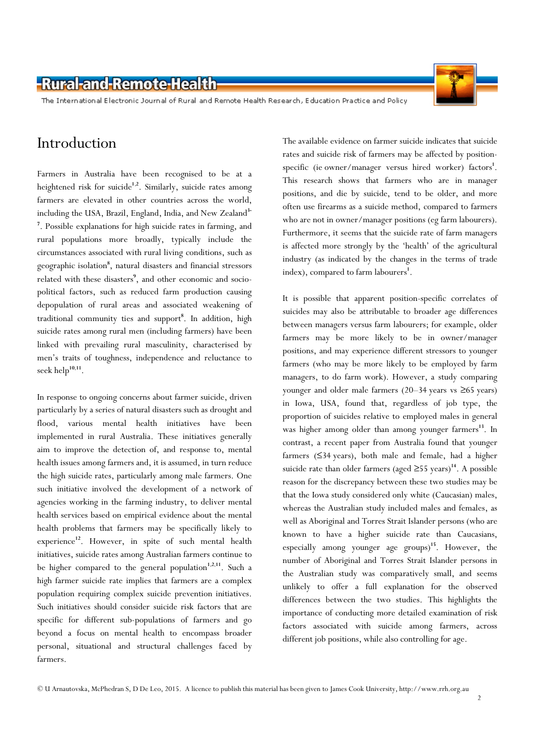# Introduction

Farmers in Australia have been recognised to be at a heightened risk for suicide[1,2]. Similarly, suicide rates among farmers are elevated in other countries across the world, including the USA, Brazil, England, India, and New Zealand[3-7]. Possible explanations for high suicide rates in farming, and rural populations more broadly, typically include the circumstances associated with rural living conditions, such as geographic isolation[8], natural disasters and financial stressors related with these disasters[9], and other economic and socio-political factors, such as reduced farm production causing depopulation of rural areas and associated weakening of traditional community ties and support[8]. In addition, high suicide rates among rural men (including farmers) have been linked with prevailing rural masculinity, characterised by men's traits of toughness, independence and reluctance to seek help[10,11].

In response to ongoing concerns about farmer suicide, driven particularly by a series of natural disasters such as drought and flood, various mental health initiatives have been implemented in rural Australia. These initiatives generally aim to improve the detection of, and response to, mental health issues among farmers and, it is assumed, in turn reduce the high suicide rates, particularly among male farmers. One such initiative involved the development of a network of agencies working in the farming industry, to deliver mental health services based on empirical evidence about the mental health problems that farmers may be specifically likely to experience[12]. However, in spite of such mental health initiatives, suicide rates among Australian farmers continue to be higher compared to the general population[1,2,11]. Such a high farmer suicide rate implies that farmers are a complex population requiring complex suicide prevention initiatives. Such initiatives should consider suicide risk factors that are specific for different sub-populations of farmers and go beyond a focus on mental health to encompass broader personal, situational and structural challenges faced by farmers.

The available evidence on farmer suicide indicates that suicide rates and suicide risk of farmers may be affected by position-specific (ie owner/manager versus hired worker) factors[1]. This research shows that farmers who are in manager positions, and die by suicide, tend to be older, and more often use firearms as a suicide method, compared to farmers who are not in owner/manager positions (eg farm labourers). Furthermore, it seems that the suicide rate of farm managers is affected more strongly by the 'health' of the agricultural industry (as indicated by the changes in the terms of trade index), compared to farm labourers[1].

It is possible that apparent position-specific correlates of suicides may also be attributable to broader age differences between managers versus farm labourers; for example, older farmers may be more likely to be in owner/manager positions, and may experience different stressors to younger farmers (who may be more likely to be employed by farm managers, to do farm work). However, a study comparing younger and older male farmers (20–34 years vs ≥65 years) in Iowa, USA, found that, regardless of job type, the proportion of suicides relative to employed males in general was higher among older than among younger farmers[13]. In contrast, a recent paper from Australia found that younger farmers (≤34 years), both male and female, had a higher suicide rate than older farmers (aged ≥55 years)[14]. A possible reason for the discrepancy between these two studies may be that the Iowa study considered only white (Caucasian) males, whereas the Australian study included males and females, as well as Aboriginal and Torres Strait Islander persons (who are known to have a higher suicide rate than Caucasians, especially among younger age groups)[15]. However, the number of Aboriginal and Torres Strait Islander persons in the Australian study was comparatively small, and seems unlikely to offer a full explanation for the observed differences between the two studies. This highlights the importance of conducting more detailed examination of risk factors associated with suicide among farmers, across different job positions, while also controlling for age.

© U Arnautovska, McPhedran S, D De Leo, 2015. A licence to publish this material has been given to James Cook University, http://www.rrh.org.au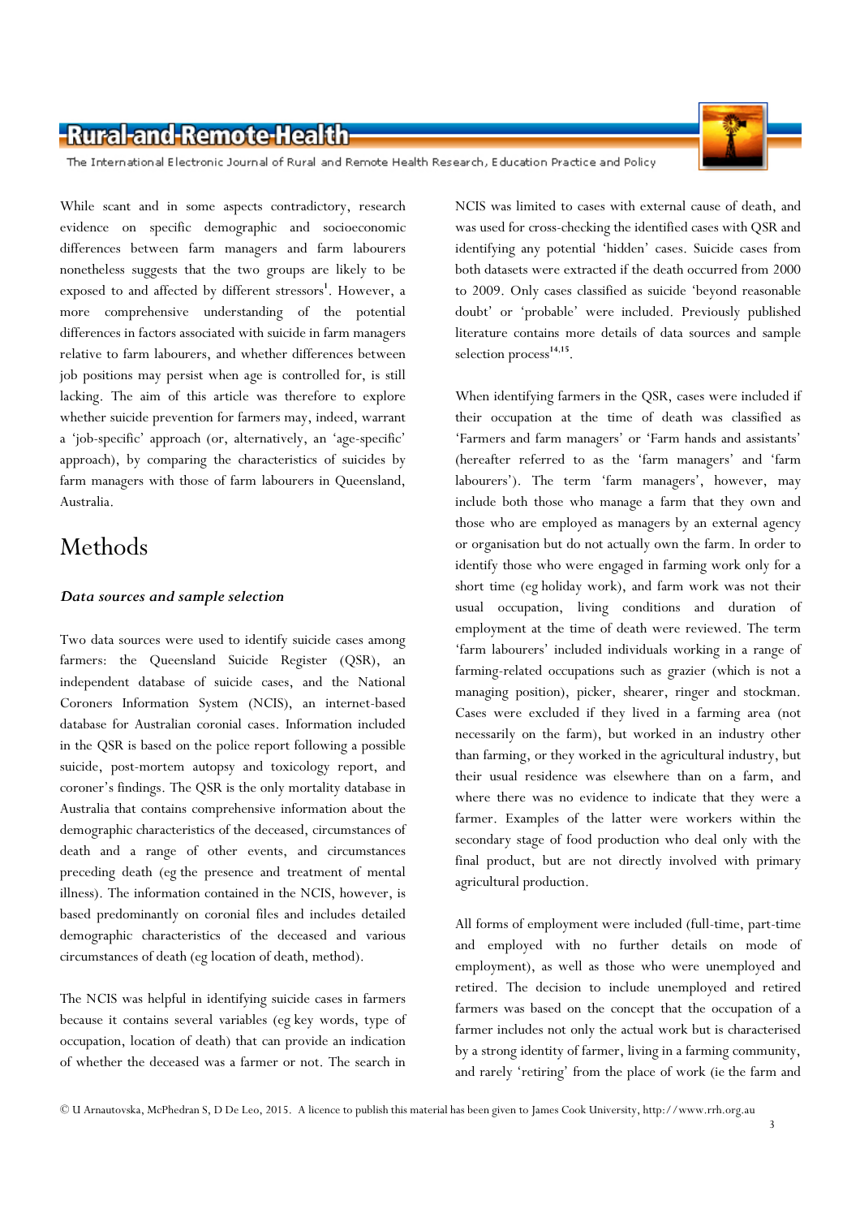While scant and in some aspects contradictory, research evidence on specific demographic and socioeconomic differences between farm managers and farm labourers nonetheless suggests that the two groups are likely to be exposed to and affected by different stressors[1]. However, a more comprehensive understanding of the potential differences in factors associated with suicide in farm managers relative to farm labourers, and whether differences between job positions may persist when age is controlled for, is still lacking. The aim of this article was therefore to explore whether suicide prevention for farmers may, indeed, warrant a 'job-specific' approach (or, alternatively, an 'age-specific' approach), by comparing the characteristics of suicides by farm managers with those of farm labourers in Queensland, Australia.

# Methods

### *Data sources and sample selection*

Two data sources were used to identify suicide cases among farmers: the Queensland Suicide Register (QSR), an independent database of suicide cases, and the National Coroners Information System (NCIS), an internet-based database for Australian coronial cases. Information included in the QSR is based on the police report following a possible suicide, post-mortem autopsy and toxicology report, and coroner's findings. The QSR is the only mortality database in Australia that contains comprehensive information about the demographic characteristics of the deceased, circumstances of death and a range of other events, and circumstances preceding death (eg the presence and treatment of mental illness). The information contained in the NCIS, however, is based predominantly on coronial files and includes detailed demographic characteristics of the deceased and various circumstances of death (eg location of death, method).

The NCIS was helpful in identifying suicide cases in farmers because it contains several variables (eg key words, type of occupation, location of death) that can provide an indication of whether the deceased was a farmer or not. The search in NCIS was limited to cases with external cause of death, and was used for cross-checking the identified cases with QSR and identifying any potential 'hidden' cases. Suicide cases from both datasets were extracted if the death occurred from 2000 to 2009. Only cases classified as suicide 'beyond reasonable doubt' or 'probable' were included. Previously published literature contains more details of data sources and sample selection process[14,15].

When identifying farmers in the QSR, cases were included if their occupation at the time of death was classified as 'Farmers and farm managers' or 'Farm hands and assistants' (hereafter referred to as the 'farm managers' and 'farm labourers'). The term 'farm managers', however, may include both those who manage a farm that they own and those who are employed as managers by an external agency or organisation but do not actually own the farm. In order to identify those who were engaged in farming work only for a short time (eg holiday work), and farm work was not their usual occupation, living conditions and duration of employment at the time of death were reviewed. The term 'farm labourers' included individuals working in a range of farming-related occupations such as grazier (which is not a managing position), picker, shearer, ringer and stockman. Cases were excluded if they lived in a farming area (not necessarily on the farm), but worked in an industry other than farming, or they worked in the agricultural industry, but their usual residence was elsewhere than on a farm, and where there was no evidence to indicate that they were a farmer. Examples of the latter were workers within the secondary stage of food production who deal only with the final product, but are not directly involved with primary agricultural production.

All forms of employment were included (full-time, part-time and employed with no further details on mode of employment), as well as those who were unemployed and retired. The decision to include unemployed and retired farmers was based on the concept that the occupation of a farmer includes not only the actual work but is characterised by a strong identity of farmer, living in a farming community, and rarely 'retiring' from the place of work (ie the farm and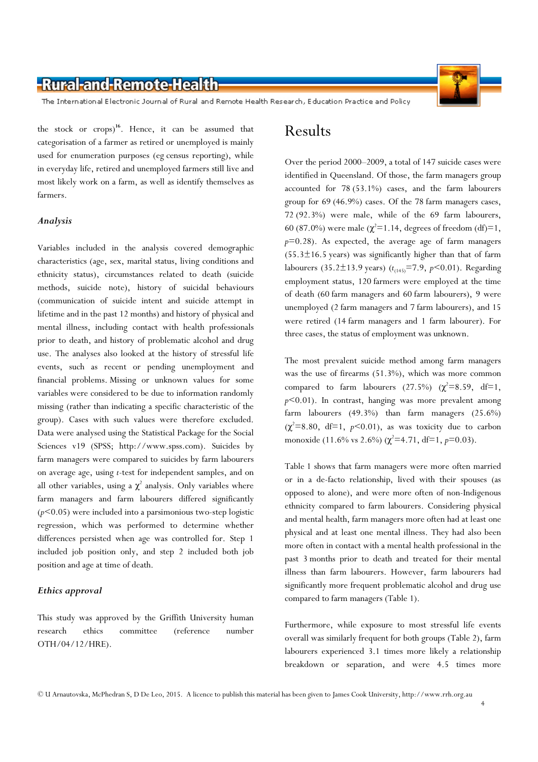the stock or crops)[16]. Hence, it can be assumed that categorisation of a farmer as retired or unemployed is mainly used for enumeration purposes (eg census reporting), while in everyday life, retired and unemployed farmers still live and most likely work on a farm, as well as identify themselves as farmers.

### *Analysis*

Variables included in the analysis covered demographic characteristics (age, sex, marital status, living conditions and ethnicity status), circumstances related to death (suicide methods, suicide note), history of suicidal behaviours (communication of suicide intent and suicide attempt in lifetime and in the past 12 months) and history of physical and mental illness, including contact with health professionals prior to death, and history of problematic alcohol and drug use. The analyses also looked at the history of stressful life events, such as recent or pending unemployment and financial problems. Missing or unknown values for some variables were considered to be due to information randomly missing (rather than indicating a specific characteristic of the group). Cases with such values were therefore excluded. Data were analysed using the Statistical Package for the Social Sciences v19 (SPSS; http://www.spss.com). Suicides by farm managers were compared to suicides by farm labourers on average age, using *t*-test for independent samples, and on all other variables, using a $\chi^2$ analysis. Only variables where farm managers and farm labourers differed significantly ($p<0.05$) were included into a parsimonious two-step logistic regression, which was performed to determine whether differences persisted when age was controlled for. Step 1 included job position only, and step 2 included both job position and age at time of death.

### *Ethics approval*

This study was approved by the Griffith University human research ethics committee (reference number OTH/04/12/HRE).

## Results

Over the period 2000–2009, a total of 147 suicide cases were identified in Queensland. Of those, the farm managers group accounted for 78 (53.1%) cases, and the farm labourers group for 69 (46.9%) cases. Of the 78 farm managers cases, 72 (92.3%) were male, while of the 69 farm labourers, 60 (87.0%) were male ($\chi^2$=1.14, degrees of freedom (df)=1, $p$=0.28). As expected, the average age of farm managers (55.3±16.5 years) was significantly higher than that of farm labourers (35.2±13.9 years) ($t_{(145)}$=7.9, $p$<0.01). Regarding employment status, 120 farmers were employed at the time of death (60 farm managers and 60 farm labourers), 9 were unemployed (2 farm managers and 7 farm labourers), and 15 were retired (14 farm managers and 1 farm labourer). For three cases, the status of employment was unknown.

The most prevalent suicide method among farm managers was the use of firearms (51.3%), which was more common compared to farm labourers (27.5%) ($\chi^2$=8.59, df=1, $p$<0.01). In contrast, hanging was more prevalent among farm labourers (49.3%) than farm managers (25.6%) ($\chi^2$=8.80, df=1, $p$<0.01), as was toxicity due to carbon monoxide (11.6% vs 2.6%) ($\chi^2$=4.71, df=1, $p$=0.03).

Table 1 shows that farm managers were more often married or in a de-facto relationship, lived with their spouses (as opposed to alone), and were more often of non-Indigenous ethnicity compared to farm labourers. Considering physical and mental health, farm managers more often had at least one physical and at least one mental illness. They had also been more often in contact with a mental health professional in the past 3 months prior to death and treated for their mental illness than farm labourers. However, farm labourers had significantly more frequent problematic alcohol and drug use compared to farm managers (Table 1).

Furthermore, while exposure to most stressful life events overall was similarly frequent for both groups (Table 2), farm labourers experienced 3.1 times more likely a relationship breakdown or separation, and were 4.5 times more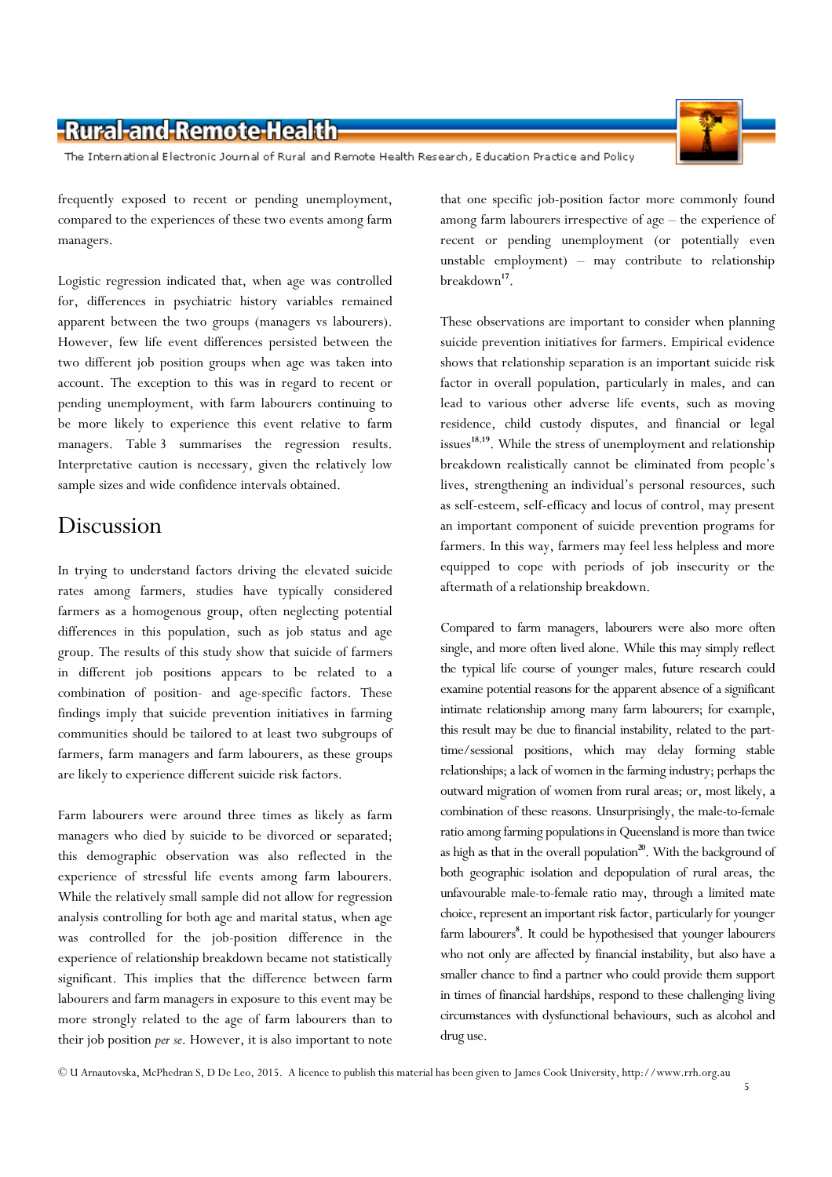frequently exposed to recent or pending unemployment, compared to the experiences of these two events among farm managers.

Logistic regression indicated that, when age was controlled for, differences in psychiatric history variables remained apparent between the two groups (managers vs labourers). However, few life event differences persisted between the two different job position groups when age was taken into account. The exception to this was in regard to recent or pending unemployment, with farm labourers continuing to be more likely to experience this event relative to farm managers. Table 3 summarises the regression results. Interpretative caution is necessary, given the relatively low sample sizes and wide confidence intervals obtained.

## Discussion

In trying to understand factors driving the elevated suicide rates among farmers, studies have typically considered farmers as a homogenous group, often neglecting potential differences in this population, such as job status and age group. The results of this study show that suicide of farmers in different job positions appears to be related to a combination of position- and age-specific factors. These findings imply that suicide prevention initiatives in farming communities should be tailored to at least two subgroups of farmers, farm managers and farm labourers, as these groups are likely to experience different suicide risk factors.

Farm labourers were around three times as likely as farm managers who died by suicide to be divorced or separated; this demographic observation was also reflected in the experience of stressful life events among farm labourers. While the relatively small sample did not allow for regression analysis controlling for both age and marital status, when age was controlled for the job-position difference in the experience of relationship breakdown became not statistically significant. This implies that the difference between farm labourers and farm managers in exposure to this event may be more strongly related to the age of farm labourers than to their job position *per se*. However, it is also important to note that one specific job-position factor more commonly found among farm labourers irrespective of age – the experience of recent or pending unemployment (or potentially even unstable employment) – may contribute to relationship breakdown[17].

These observations are important to consider when planning suicide prevention initiatives for farmers. Empirical evidence shows that relationship separation is an important suicide risk factor in overall population, particularly in males, and can lead to various other adverse life events, such as moving residence, child custody disputes, and financial or legal issues[18,19]. While the stress of unemployment and relationship breakdown realistically cannot be eliminated from people's lives, strengthening an individual's personal resources, such as self-esteem, self-efficacy and locus of control, may present an important component of suicide prevention programs for farmers. In this way, farmers may feel less helpless and more equipped to cope with periods of job insecurity or the aftermath of a relationship breakdown.

Compared to farm managers, labourers were also more often single, and more often lived alone. While this may simply reflect the typical life course of younger males, future research could examine potential reasons for the apparent absence of a significant intimate relationship among many farm labourers; for example, this result may be due to financial instability, related to the part-time/sessional positions, which may delay forming stable relationships; a lack of women in the farming industry; perhaps the outward migration of women from rural areas; or, most likely, a combination of these reasons. Unsurprisingly, the male-to-female ratio among farming populations in Queensland is more than twice as high as that in the overall population[20]. With the background of both geographic isolation and depopulation of rural areas, the unfavourable male-to-female ratio may, through a limited mate choice, represent an important risk factor, particularly for younger farm labourers[8]. It could be hypothesised that younger labourers who not only are affected by financial instability, but also have a smaller chance to find a partner who could provide them support in times of financial hardships, respond to these challenging living circumstances with dysfunctional behaviours, such as alcohol and drug use.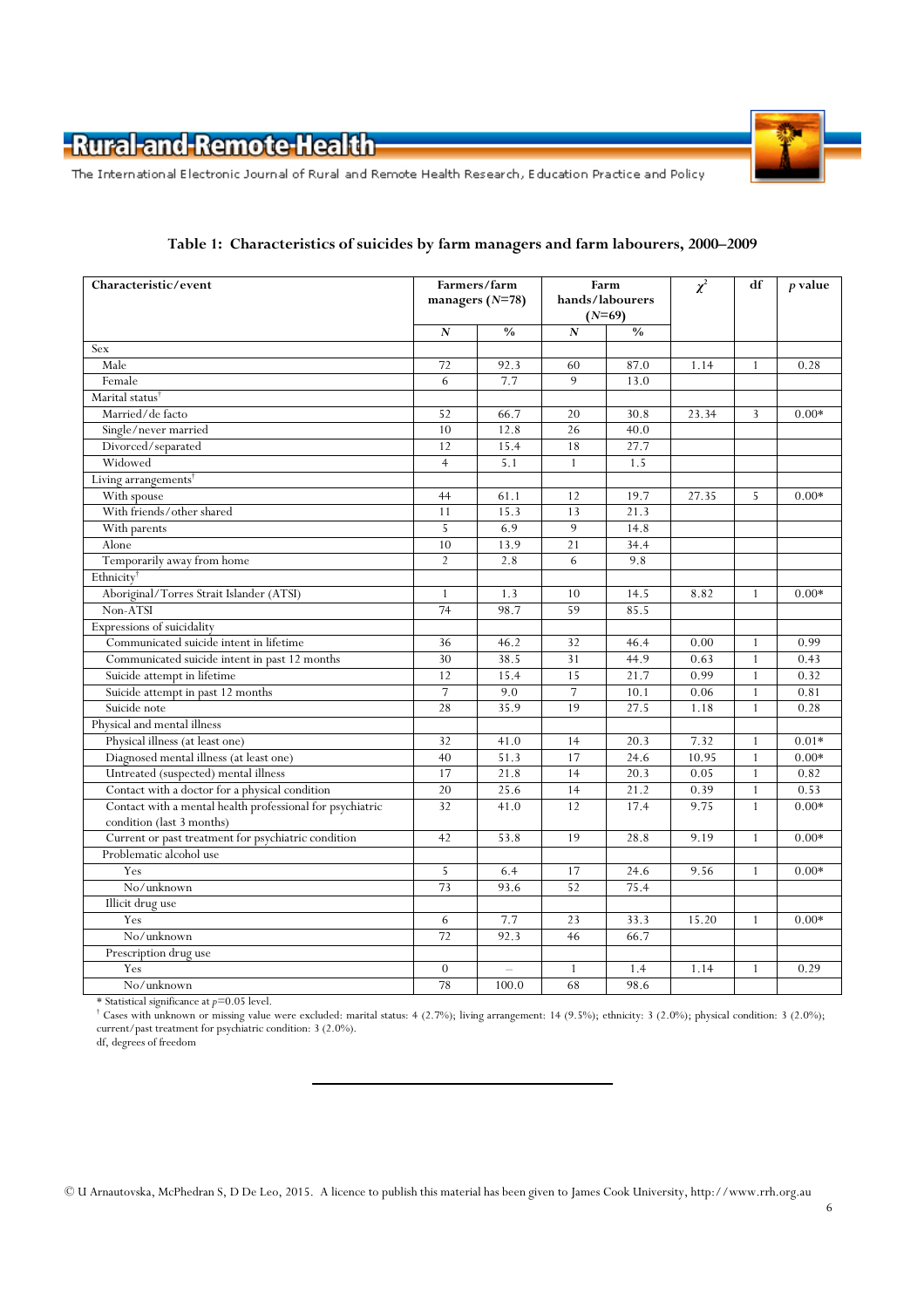**Table 1: Characteristics of suicides by farm managers and farm labourers, 2000–2009**

| Characteristic/event | Farmers/farm managers (*N*=78) | | Farm hands/labourers (*N*=69) | | $\chi^2$ | df | *p* value |
|---|---|---|---|---|---|---|---|
| | *N* | % | *N* | % | | | |
| Sex | | | | | | | |
| Male | 72 | 92.3 | 60 | 87.0 | 1.14 | 1 | 0.28 |
| Female | 6 | 7.7 | 9 | 13.0 | | | |
| Marital status[†] | | | | | | | |
| Married/de facto | 52 | 66.7 | 20 | 30.8 | 23.34 | 3 | 0.00* |
| Single/never married | 10 | 12.8 | 26 | 40.0 | | | |
| Divorced/separated | 12 | 15.4 | 18 | 27.7 | | | |
| Widowed | 4 | 5.1 | 1 | 1.5 | | | |
| Living arrangements[†] | | | | | | | |
| With spouse | 44 | 61.1 | 12 | 19.7 | 27.35 | 5 | 0.00* |
| With friends/other shared | 11 | 15.3 | 13 | 21.3 | | | |
| With parents | 5 | 6.9 | 9 | 14.8 | | | |
| Alone | 10 | 13.9 | 21 | 34.4 | | | |
| Temporarily away from home | 2 | 2.8 | 6 | 9.8 | | | |
| Ethnicity[†] | | | | | | | |
| Aboriginal/Torres Strait Islander (ATSI) | 1 | 1.3 | 10 | 14.5 | 8.82 | 1 | 0.00* |
| Non-ATSI | 74 | 98.7 | 59 | 85.5 | | | |
| Expressions of suicidality | | | | | | | |
| Communicated suicide intent in lifetime | 36 | 46.2 | 32 | 46.4 | 0.00 | 1 | 0.99 |
| Communicated suicide intent in past 12 months | 30 | 38.5 | 31 | 44.9 | 0.63 | 1 | 0.43 |
| Suicide attempt in lifetime | 12 | 15.4 | 15 | 21.7 | 0.99 | 1 | 0.32 |
| Suicide attempt in past 12 months | 7 | 9.0 | 7 | 10.1 | 0.06 | 1 | 0.81 |
| Suicide note | 28 | 35.9 | 19 | 27.5 | 1.18 | 1 | 0.28 |
| Physical and mental illness | | | | | | | |
| Physical illness (at least one) | 32 | 41.0 | 14 | 20.3 | 7.32 | 1 | 0.01* |
| Diagnosed mental illness (at least one) | 40 | 51.3 | 17 | 24.6 | 10.95 | 1 | 0.00* |
| Untreated (suspected) mental illness | 17 | 21.8 | 14 | 20.3 | 0.05 | 1 | 0.82 |
| Contact with a doctor for a physical condition | 20 | 25.6 | 14 | 21.2 | 0.39 | 1 | 0.53 |
| Contact with a mental health professional for psychiatric condition (last 3 months) | 32 | 41.0 | 12 | 17.4 | 9.75 | 1 | 0.00* |
| Current or past treatment for psychiatric condition | 42 | 53.8 | 19 | 28.8 | 9.19 | 1 | 0.00* |
| Problematic alcohol use | | | | | | | |
| Yes | 5 | 6.4 | 17 | 24.6 | 9.56 | 1 | 0.00* |
| No/unknown | 73 | 93.6 | 52 | 75.4 | | | |
| Illicit drug use | | | | | | | |
| Yes | 6 | 7.7 | 23 | 33.3 | 15.20 | 1 | 0.00* |
| No/unknown | 72 | 92.3 | 46 | 66.7 | | | |
| Prescription drug use | | | | | | | |
| Yes | 0 | – | 1 | 1.4 | 1.14 | 1 | 0.29 |
| No/unknown | 78 | 100.0 | 68 | 98.6 | | | |

\* Statistical significance at $p$=0.05 level.
[†] Cases with unknown or missing value were excluded: marital status: 4 (2.7%); living arrangement: 14 (9.5%); ethnicity: 3 (2.0%); physical condition: 3 (2.0%); current/past treatment for psychiatric condition: 3 (2.0%).
df, degrees of freedom

© U Arnautovska, McPhedran S, D De Leo, 2015. A licence to publish this material has been given to James Cook University, http://www.rrh.org.au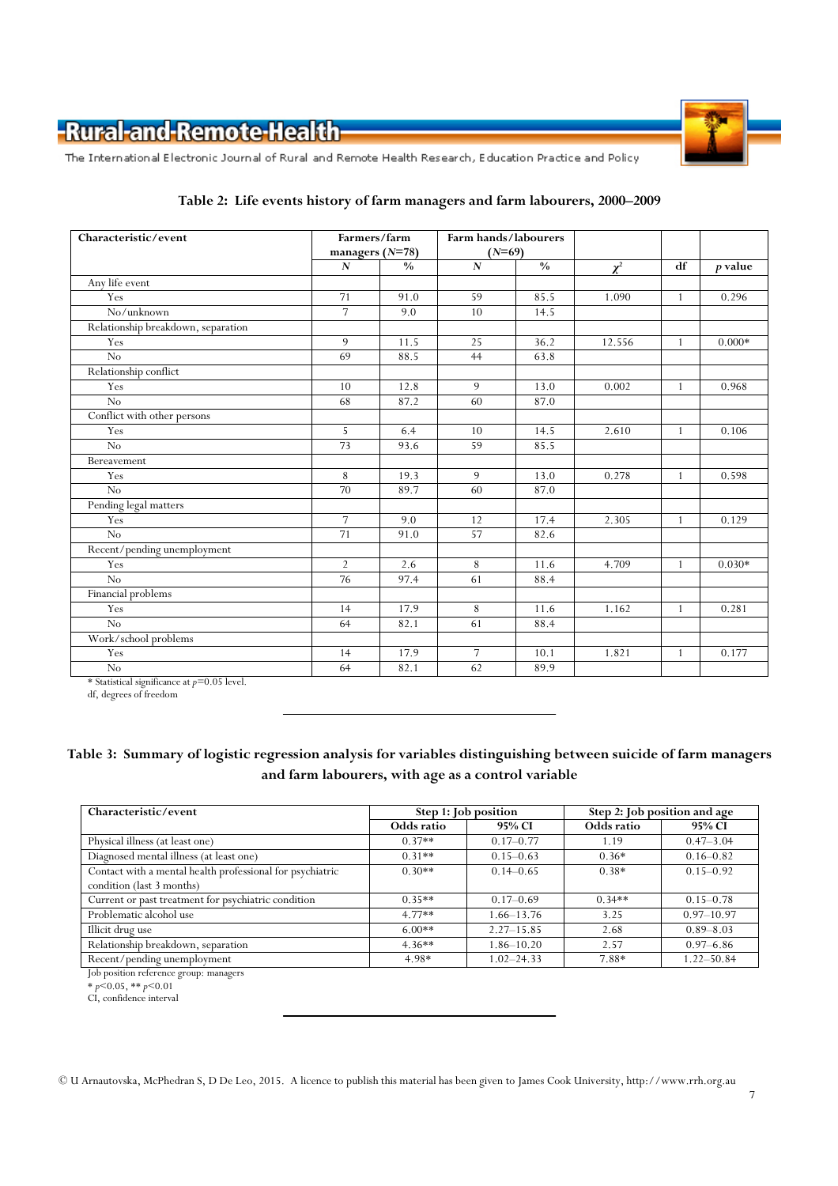**Table 2: Life events history of farm managers and farm labourers, 2000–2009**

| Characteristic/event | Farmers/farm managers (*N*=78) | | Farm hands/labourers (*N*=69) | | $\chi^2$ | df | *p* value |
|---|---|---|---|---|---|---|---|
| | *N* | % | *N* | % | | | |
| Any life event | | | | | | | |
| Yes | 71 | 91.0 | 59 | 85.5 | 1.090 | 1 | 0.296 |
| No/unknown | 7 | 9.0 | 10 | 14.5 | | | |
| Relationship breakdown, separation | | | | | | | |
| Yes | 9 | 11.5 | 25 | 36.2 | 12.556 | 1 | 0.000* |
| No | 69 | 88.5 | 44 | 63.8 | | | |
| Relationship conflict | | | | | | | |
| Yes | 10 | 12.8 | 9 | 13.0 | 0.002 | 1 | 0.968 |
| No | 68 | 87.2 | 60 | 87.0 | | | |
| Conflict with other persons | | | | | | | |
| Yes | 5 | 6.4 | 10 | 14.5 | 2.610 | 1 | 0.106 |
| No | 73 | 93.6 | 59 | 85.5 | | | |
| Bereavement | | | | | | | |
| Yes | 8 | 19.3 | 9 | 13.0 | 0.278 | 1 | 0.598 |
| No | 70 | 89.7 | 60 | 87.0 | | | |
| Pending legal matters | | | | | | | |
| Yes | 7 | 9.0 | 12 | 17.4 | 2.305 | 1 | 0.129 |
| No | 71 | 91.0 | 57 | 82.6 | | | |
| Recent/pending unemployment | | | | | | | |
| Yes | 2 | 2.6 | 8 | 11.6 | 4.709 | 1 | 0.030* |
| No | 76 | 97.4 | 61 | 88.4 | | | |
| Financial problems | | | | | | | |
| Yes | 14 | 17.9 | 8 | 11.6 | 1.162 | 1 | 0.281 |
| No | 64 | 82.1 | 61 | 88.4 | | | |
| Work/school problems | | | | | | | |
| Yes | 14 | 17.9 | 7 | 10.1 | 1.821 | 1 | 0.177 |
| No | 64 | 82.1 | 62 | 89.9 | | | |

\* Statistical significance at $p$=0.05 level.
df, degrees of freedom

**Table 3: Summary of logistic regression analysis for variables distinguishing between suicide of farm managers and farm labourers, with age as a control variable**

| Characteristic/event | Step 1: Job position | | Step 2: Job position and age | |
|---|---|---|---|---|
| | Odds ratio | 95% CI | Odds ratio | 95% CI |
| Physical illness (at least one) | 0.37** | 0.17–0.77 | 1.19 | 0.47–3.04 |
| Diagnosed mental illness (at least one) | 0.31** | 0.15–0.63 | 0.36* | 0.16–0.82 |
| Contact with a mental health professional for psychiatric condition (last 3 months) | 0.30** | 0.14–0.65 | 0.38* | 0.15–0.92 |
| Current or past treatment for psychiatric condition | 0.35** | 0.17–0.69 | 0.34** | 0.15–0.78 |
| Problematic alcohol use | 4.77** | 1.66–13.76 | 3.25 | 0.97–10.97 |
| Illicit drug use | 6.00** | 2.27–15.85 | 2.68 | 0.89–8.03 |
| Relationship breakdown, separation | 4.36** | 1.86–10.20 | 2.57 | 0.97–6.86 |
| Recent/pending unemployment | 4.98* | 1.02–24.33 | 7.88* | 1.22–50.84 |

Job position reference group: managers
\* $p$<0.05, ** $p$<0.01
CI, confidence interval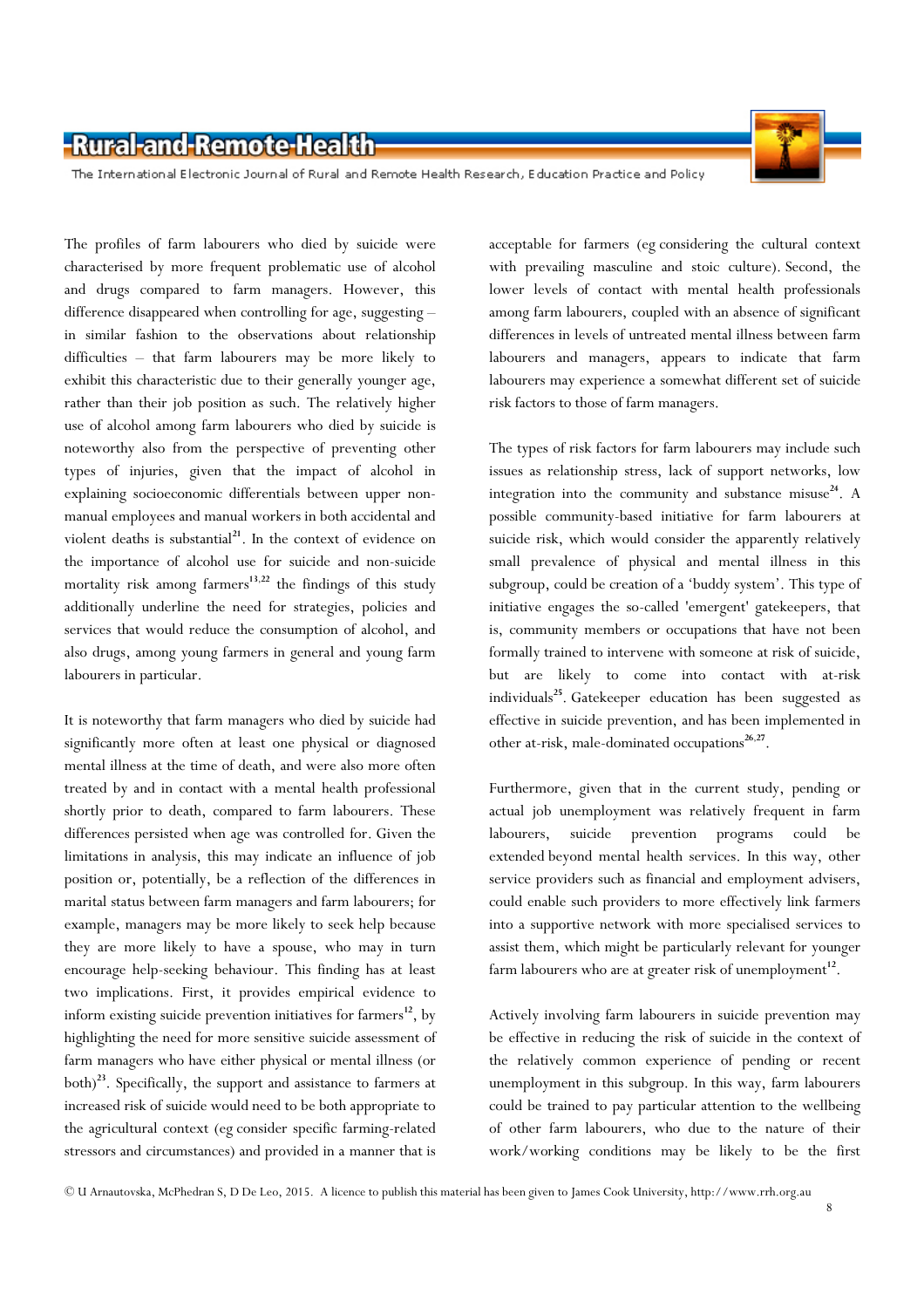The profiles of farm labourers who died by suicide were characterised by more frequent problematic use of alcohol and drugs compared to farm managers. However, this difference disappeared when controlling for age, suggesting – in similar fashion to the observations about relationship difficulties – that farm labourers may be more likely to exhibit this characteristic due to their generally younger age, rather than their job position as such. The relatively higher use of alcohol among farm labourers who died by suicide is noteworthy also from the perspective of preventing other types of injuries, given that the impact of alcohol in explaining socioeconomic differentials between upper non-manual employees and manual workers in both accidental and violent deaths is substantial[21]. In the context of evidence on the importance of alcohol use for suicide and non-suicide mortality risk among farmers[13,22] the findings of this study additionally underline the need for strategies, policies and services that would reduce the consumption of alcohol, and also drugs, among young farmers in general and young farm labourers in particular.

It is noteworthy that farm managers who died by suicide had significantly more often at least one physical or diagnosed mental illness at the time of death, and were also more often treated by and in contact with a mental health professional shortly prior to death, compared to farm labourers. These differences persisted when age was controlled for. Given the limitations in analysis, this may indicate an influence of job position or, potentially, be a reflection of the differences in marital status between farm managers and farm labourers; for example, managers may be more likely to seek help because they are more likely to have a spouse, who may in turn encourage help-seeking behaviour. This finding has at least two implications. First, it provides empirical evidence to inform existing suicide prevention initiatives for farmers[12], by highlighting the need for more sensitive suicide assessment of farm managers who have either physical or mental illness (or both)[23]. Specifically, the support and assistance to farmers at increased risk of suicide would need to be both appropriate to the agricultural context (eg considering specific farming-related stressors and circumstances) and provided in a manner that is acceptable for farmers (eg considering the cultural context with prevailing masculine and stoic culture). Second, the lower levels of contact with mental health professionals among farm labourers, coupled with an absence of significant differences in levels of untreated mental illness between farm labourers and managers, appears to indicate that farm labourers may experience a somewhat different set of suicide risk factors to those of farm managers.

The types of risk factors for farm labourers may include such issues as relationship stress, lack of support networks, low integration into the community and substance misuse[24]. A possible community-based initiative for farm labourers at suicide risk, which would consider the apparently relatively small prevalence of physical and mental illness in this subgroup, could be creation of a 'buddy system'. This type of initiative engages the so-called 'emergent' gatekeepers, that is, community members or occupations that have not been formally trained to intervene with someone at risk of suicide, but are likely to come into contact with at-risk individuals[25]. Gatekeeper education has been suggested as effective in suicide prevention, and has been implemented in other at-risk, male-dominated occupations[26,27].

Furthermore, given that in the current study, pending or actual job unemployment was relatively frequent in farm labourers, suicide prevention programs could be extended beyond mental health services. In this way, other service providers such as financial and employment advisers, could enable such providers to more effectively link farmers into a supportive network with more specialised services to assist them, which might be particularly relevant for younger farm labourers who are at greater risk of unemployment[12].

Actively involving farm labourers in suicide prevention may be effective in reducing the risk of suicide in the context of the relatively common experience of pending or recent unemployment in this subgroup. In this way, farm labourers could be trained to pay particular attention to the wellbeing of other farm labourers, who due to the nature of their work/working conditions may be likely to be the first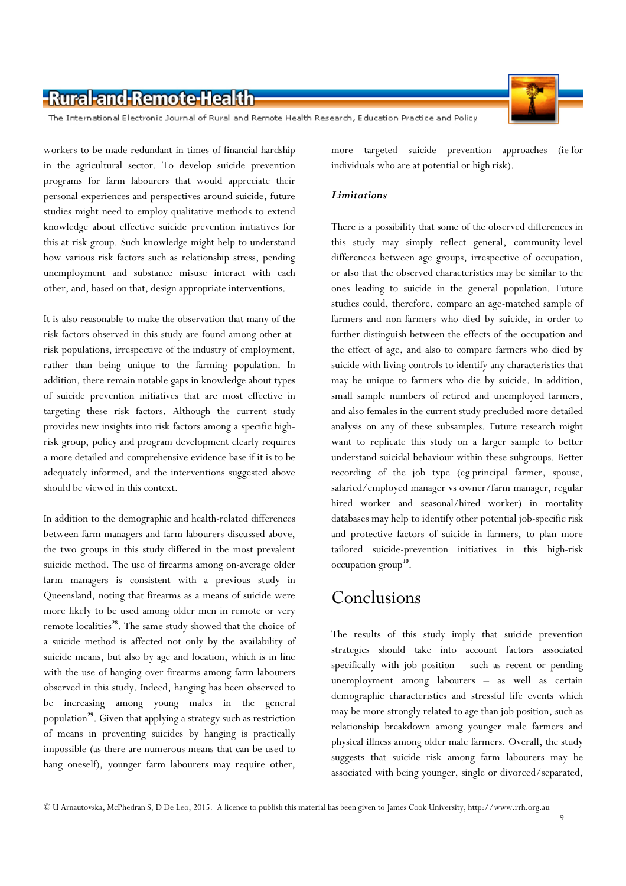workers to be made redundant in times of financial hardship in the agricultural sector. To develop suicide prevention programs for farm labourers that would appreciate their personal experiences and perspectives around suicide, future studies might need to employ qualitative methods to extend knowledge about effective suicide prevention initiatives for this at-risk group. Such knowledge might help to understand how various risk factors such as relationship stress, pending unemployment and substance misuse interact with each other, and, based on that, design appropriate interventions.

It is also reasonable to make the observation that many of the risk factors observed in this study are found among other at-risk populations, irrespective of the industry of employment, rather than being unique to the farming population. In addition, there remain notable gaps in knowledge about types of suicide prevention initiatives that are most effective in targeting these risk factors. Although the current study provides new insights into risk factors among a specific high-risk group, policy and program development clearly requires a more detailed and comprehensive evidence base if it is to be adequately informed, and the interventions suggested above should be viewed in this context.

In addition to the demographic and health-related differences between farm managers and farm labourers discussed above, the two groups in this study differed in the most prevalent suicide method. The use of firearms among on-average older farm managers is consistent with a previous study in Queensland, noting that firearms as a means of suicide were more likely to be used among older men in remote or very remote localities[28]. The same study showed that the choice of a suicide method is affected not only by the availability of suicide means, but also by age and location, which is in line with the use of hanging over firearms among farm labourers observed in this study. Indeed, hanging has been observed to be increasing among young males in the general population[29]. Given that applying a strategy such as restriction of means in preventing suicides by hanging is practically impossible (as there are numerous means that can be used to hang oneself), younger farm labourers may require other, more targeted suicide prevention approaches (ie for individuals who are at potential or high risk).

### *Limitations*

There is a possibility that some of the observed differences in this study may simply reflect general, community-level differences between age groups, irrespective of occupation, or also that the observed characteristics may be similar to the ones leading to suicide in the general population. Future studies could, therefore, compare an age-matched sample of farmers and non-farmers who died by suicide, in order to further distinguish between the effects of the occupation and the effect of age, and also to compare farmers who died by suicide with living controls to identify any characteristics that may be unique to farmers who die by suicide. In addition, small sample numbers of retired and unemployed farmers, and also females in the current study precluded more detailed analysis on any of these subsamples. Future research might want to replicate this study on a larger sample to better understand suicidal behaviour within these subgroups. Better recording of the job type (eg principal farmer, spouse, salaried/employed manager vs owner/farm manager, regular hired worker and seasonal/hired worker) in mortality databases may help to identify other potential job-specific risk and protective factors of suicide in farmers, to plan more tailored suicide-prevention initiatives in this high-risk occupation group[30].

## Conclusions

The results of this study imply that suicide prevention strategies should take into account factors associated specifically with job position – such as recent or pending unemployment among labourers – as well as certain demographic characteristics and stressful life events which may be more strongly related to age than job position, such as relationship breakdown among younger male farmers and physical illness among older male farmers. Overall, the study suggests that suicide risk among farm labourers may be associated with being younger, single or divorced/separated,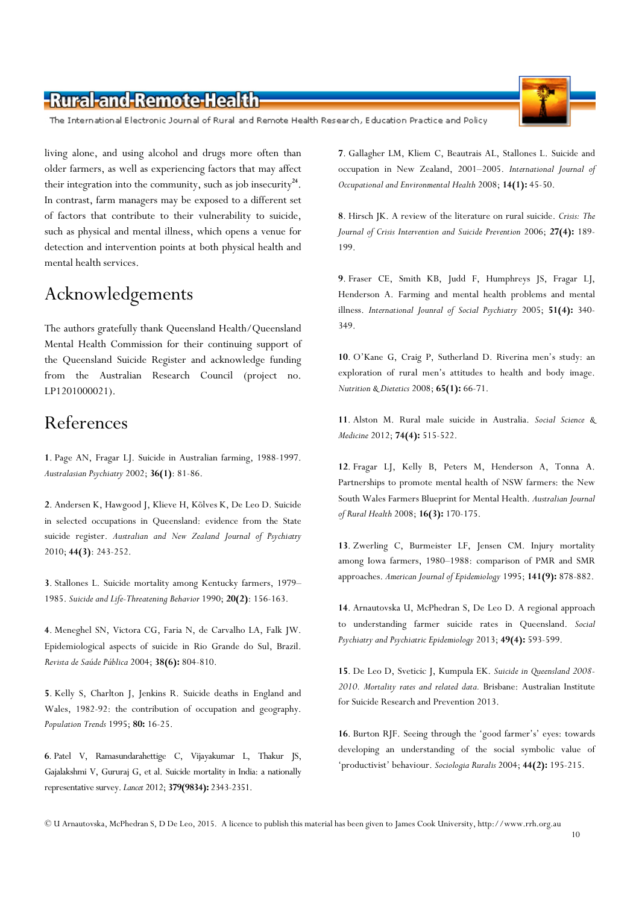living alone, and using alcohol and drugs more often than older farmers, as well as experiencing factors that may affect their integration into the community, such as job insecurity[24]. In contrast, farm managers may be exposed to a different set of factors that contribute to their vulnerability to suicide, such as physical and mental illness, which opens a venue for detection and intervention points at both physical health and mental health services.

# Acknowledgements

The authors gratefully thank Queensland Health/Queensland Mental Health Commission for their continuing support of the Queensland Suicide Register and acknowledge funding from the Australian Research Council (project no. LP1201000021).

# References

**1**. Page AN, Fragar LJ. Suicide in Australian farming, 1988-1997. *Australasian Psychiatry* 2002; **36(1)**: 81-86.

**2**. Andersen K, Hawgood J, Klieve H, Kõlves K, De Leo D. Suicide in selected occupations in Queensland: evidence from the State suicide register. *Australian and New Zealand Journal of Psychiatry* 2010; **44(3)**: 243-252.

**3**. Stallones L. Suicide mortality among Kentucky farmers, 1979–1985. *Suicide and Life-Threatening Behavior* 1990; **20(2)**: 156-163.

**4**. Meneghel SN, Victora CG, Faria N, de Carvalho LA, Falk JW. Epidemiological aspects of suicide in Rio Grande do Sul, Brazil. *Revista de Saúde Pública* 2004; **38(6):** 804-810.

**5**. Kelly S, Charlton J, Jenkins R. Suicide deaths in England and Wales, 1982-92: the contribution of occupation and geography. *Population Trends* 1995; **80:** 16-25.

**6**. Patel V, Ramasundarahettige C, Vijayakumar L, Thakur JS, Gajalakshmi V, Gururaj G, et al. Suicide mortality in India: a nationally representative survey. *Lancet* 2012; **379(9834):** 2343-2351.

**7**. Gallagher LM, Kliem C, Beautrais AL, Stallones L. Suicide and occupation in New Zealand, 2001–2005. *International Journal of Occupational and Environmental Health* 2008; **14(1):** 45-50.

**8**. Hirsch JK. A review of the literature on rural suicide. *Crisis: The Journal of Crisis Intervention and Suicide Prevention* 2006; **27(4):** 189-199.

**9**. Fraser CE, Smith KB, Judd F, Humphreys JS, Fragar LJ, Henderson A. Farming and mental health problems and mental illness. *International Jounral of Social Psychiatry* 2005; **51(4):** 340-349.

**10**. O'Kane G, Craig P, Sutherland D. Riverina men's study: an exploration of rural men's attitudes to health and body image. *Nutrition & Dietetics* 2008; **65(1):** 66-71.

**11**. Alston M. Rural male suicide in Australia. *Social Science & Medicine* 2012; **74(4):** 515-522.

**12**. Fragar LJ, Kelly B, Peters M, Henderson A, Tonna A. Partnerships to promote mental health of NSW farmers: the New South Wales Farmers Blueprint for Mental Health. *Australian Journal of Rural Health* 2008; **16(3):** 170-175.

**13**. Zwerling C, Burmeister LF, Jensen CM. Injury mortality among Iowa farmers, 1980–1988: comparison of PMR and SMR approaches. *American Journal of Epidemiology* 1995; **141(9):** 878-882.

**14**. Arnautovska U, McPhedran S, De Leo D. A regional approach to understanding farmer suicide rates in Queensland. *Social Psychiatry and Psychiatric Epidemiology* 2013; **49(4):** 593-599.

**15**. De Leo D, Sveticic J, Kumpula EK. *Suicide in Queensland 2008-2010. Mortality rates and related data.* Brisbane: Australian Institute for Suicide Research and Prevention 2013.

**16**. Burton RJF. Seeing through the 'good farmer's' eyes: towards developing an understanding of the social symbolic value of 'productivist' behaviour. *Sociologia Ruralis* 2004; **44(2):** 195-215.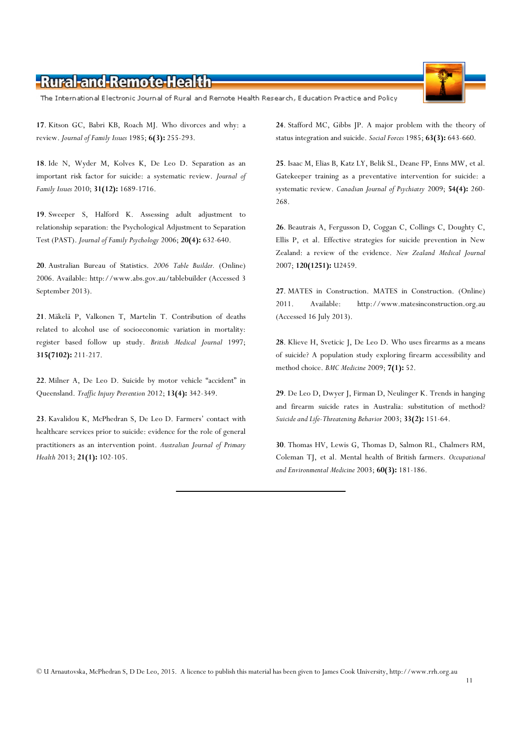**17**. Kitson GC, Babri KB, Roach MJ. Who divorces and why: a review. *Journal of Family Issues* 1985; **6(3):** 255-293.

**18**. Ide N, Wyder M, Kolves K, De Leo D. Separation as an important risk factor for suicide: a systematic review. *Journal of Family Issues* 2010; **31(12):** 1689-1716.

**19**. Sweeper S, Halford K. Assessing adult adjustment to relationship separation: the Psychological Adjustment to Separation Test (PAST). *Journal of Family Psychology* 2006; **20(4):** 632-640.

**20**. Australian Bureau of Statistics. *2006 Table Builder.* (Online) 2006. Available: http://www.abs.gov.au/tablebuilder (Accessed 3 September 2013).

**21**. Mäkelä P, Valkonen T, Martelin T. Contribution of deaths related to alcohol use of socioeconomic variation in mortality: register based follow up study. *British Medical Journal* 1997; **315(7102):** 211-217.

**22**. Milner A, De Leo D. Suicide by motor vehicle "accident" in Queensland. *Traffic Injury Prevention* 2012; **13(4):** 342-349.

**23**. Kavalidou K, McPhedran S, De Leo D. Farmers' contact with healthcare services prior to suicide: evidence for the role of general practitioners as an intervention point. *Australian Journal of Primary Health* 2013; **21(1):** 102-105.

**24**. Stafford MC, Gibbs JP. A major problem with the theory of status integration and suicide. *Social Forces* 1985; **63(3):** 643-660.

**25**. Isaac M, Elias B, Katz LY, Belik SL, Deane FP, Enns MW, et al. Gatekeeper training as a preventative intervention for suicide: a systematic review. *Canadian Journal of Psychiatry* 2009; **54(4):** 260-268.

**26**. Beautrais A, Fergusson D, Coggan C, Collings C, Doughty C, Ellis P, et al. Effective strategies for suicide prevention in New Zealand: a review of the evidence. *New Zealand Medical Journal* 2007; **120(1251):** U2459.

**27**. MATES in Construction. MATES in Construction. (Online) 2011. Available: http://www.matesinconstruction.org.au (Accessed 16 July 2013).

**28**. Klieve H, Sveticic J, De Leo D. Who uses firearms as a means of suicide? A population study exploring firearm accessibility and method choice. *BMC Medicine* 2009; **7(1):** 52.

**29**. De Leo D, Dwyer J, Firman D, Neulinger K. Trends in hanging and firearm suicide rates in Australia: substitution of method? *Suicide and Life-Threatening Behavior* 2003; **33(2):** 151-64.

**30**. Thomas HV, Lewis G, Thomas D, Salmon RL, Chalmers RM, Coleman TJ, et al. Mental health of British farmers. *Occupational and Environmental Medicine* 2003; **60(3):** 181-186.